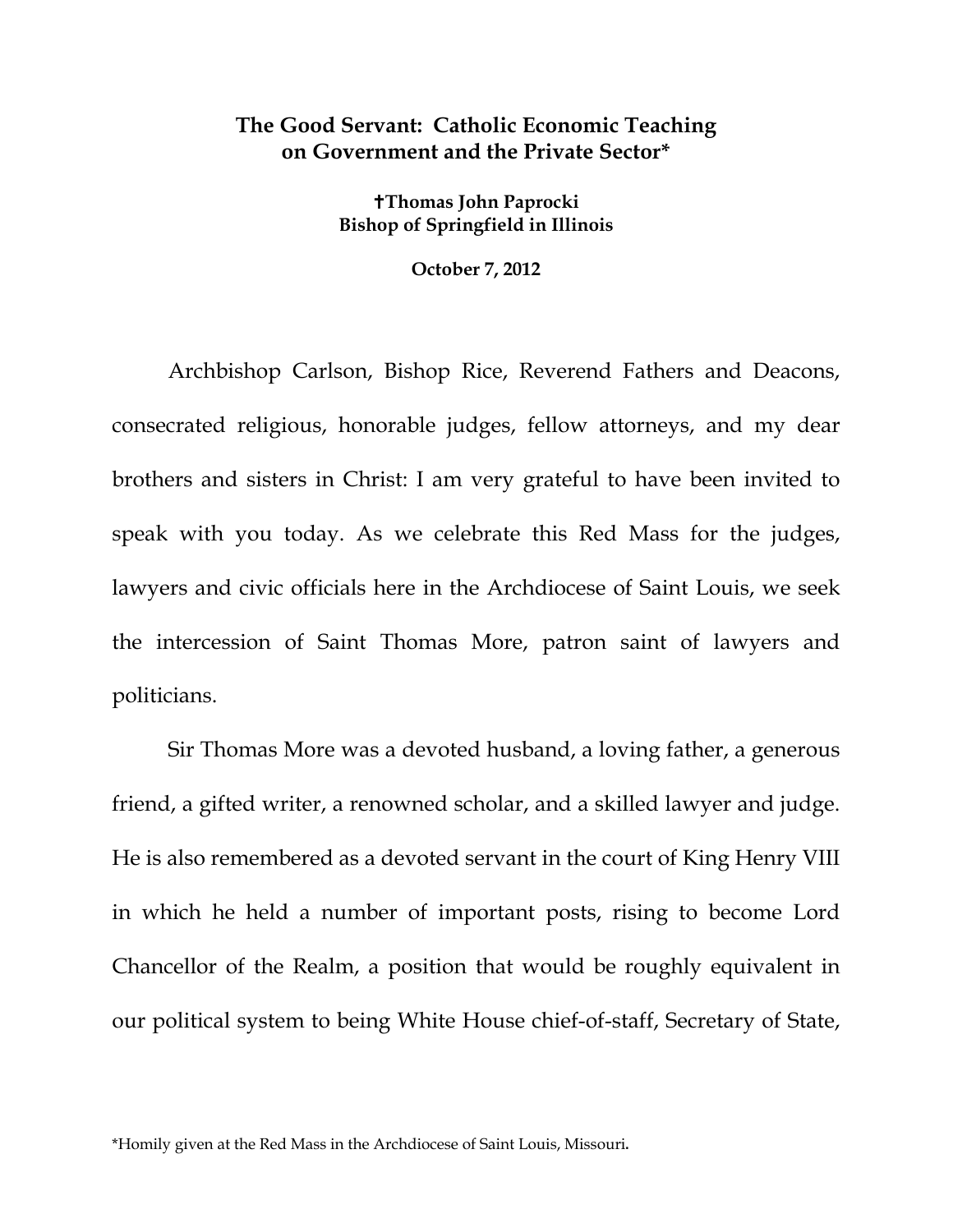# The Good Servant: Catholic Economic Teaching on Government and the Private Sector*

**✝Thomas John Paprocki**
**Bishop of Springfield in Illinois**

**October 7, 2012**

Archbishop Carlson, Bishop Rice, Reverend Fathers and Deacons, consecrated religious, honorable judges, fellow attorneys, and my dear brothers and sisters in Christ: I am very grateful to have been invited to speak with you today. As we celebrate this Red Mass for the judges, lawyers and civic officials here in the Archdiocese of Saint Louis, we seek the intercession of Saint Thomas More, patron saint of lawyers and politicians.

Sir Thomas More was a devoted husband, a loving father, a generous friend, a gifted writer, a renowned scholar, and a skilled lawyer and judge. He is also remembered as a devoted servant in the court of King Henry VIII in which he held a number of important posts, rising to become Lord Chancellor of the Realm, a position that would be roughly equivalent in our political system to being White House chief-of-staff, Secretary of State,

*Homily given at the Red Mass in the Archdiocese of Saint Louis, Missouri.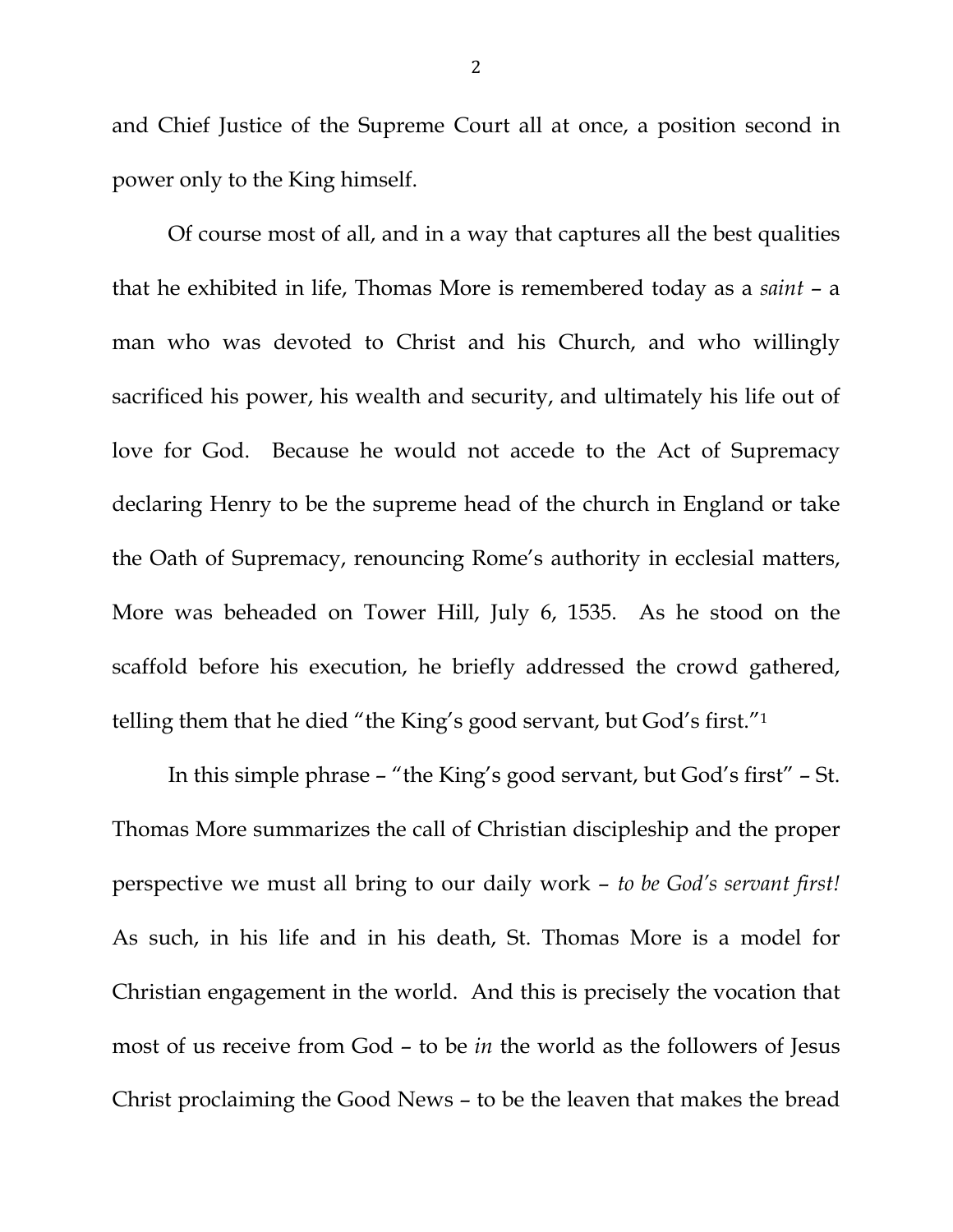and Chief Justice of the Supreme Court all at once, a position second in power only to the King himself.

Of course most of all, and in a way that captures all the best qualities that he exhibited in life, Thomas More is remembered today as a *saint* – a man who was devoted to Christ and his Church, and who willingly sacrificed his power, his wealth and security, and ultimately his life out of love for God. Because he would not accede to the Act of Supremacy declaring Henry to be the supreme head of the church in England or take the Oath of Supremacy, renouncing Rome's authority in ecclesial matters, More was beheaded on Tower Hill, July 6, 1535. As he stood on the scaffold before his execution, he briefly addressed the crowd gathered, telling them that he died "the King's good servant, but God's first."[1]

In this simple phrase – "the King's good servant, but God's first" – St. Thomas More summarizes the call of Christian discipleship and the proper perspective we must all bring to our daily work – *to be God's servant first!* As such, in his life and in his death, St. Thomas More is a model for Christian engagement in the world. And this is precisely the vocation that most of us receive from God – to be *in* the world as the followers of Jesus Christ proclaiming the Good News – to be the leaven that makes the bread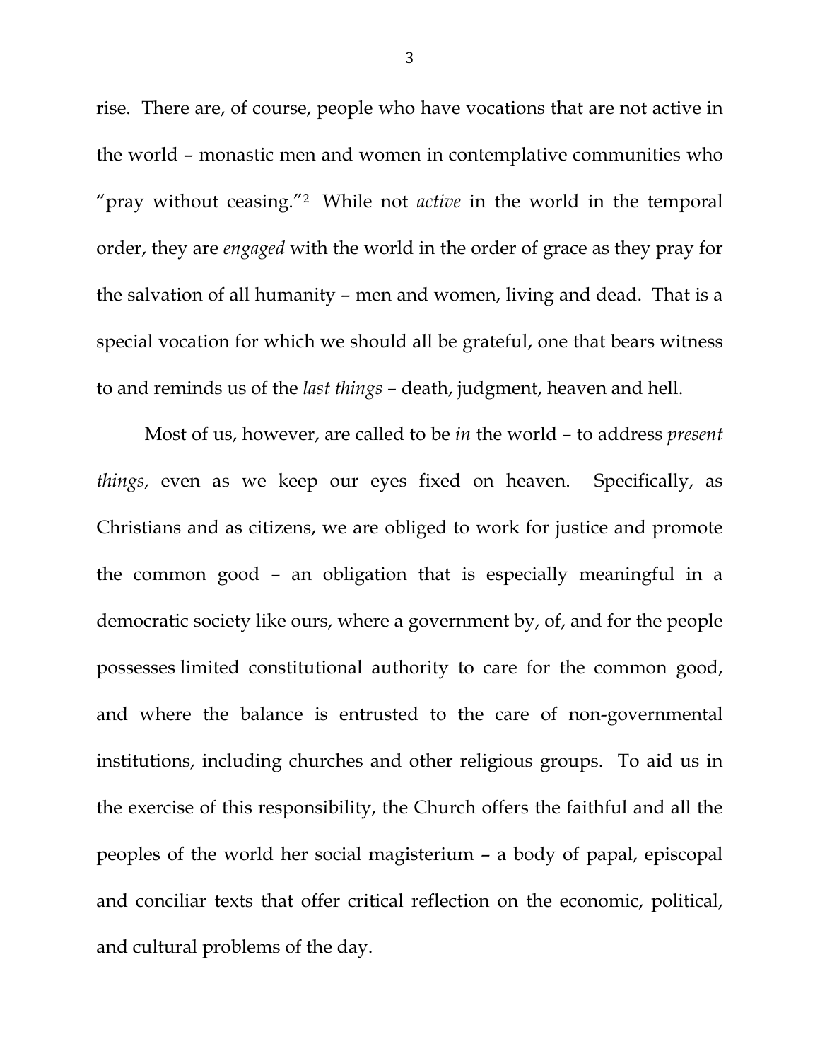rise. There are, of course, people who have vocations that are not active in the world – monastic men and women in contemplative communities who "pray without ceasing."[2] While not *active* in the world in the temporal order, they are *engaged* with the world in the order of grace as they pray for the salvation of all humanity – men and women, living and dead. That is a special vocation for which we should all be grateful, one that bears witness to and reminds us of the *last things* – death, judgment, heaven and hell.

Most of us, however, are called to be *in* the world – to address *present things*, even as we keep our eyes fixed on heaven. Specifically, as Christians and as citizens, we are obliged to work for justice and promote the common good – an obligation that is especially meaningful in a democratic society like ours, where a government by, of, and for the people possesses limited constitutional authority to care for the common good, and where the balance is entrusted to the care of non-governmental institutions, including churches and other religious groups. To aid us in the exercise of this responsibility, the Church offers the faithful and all the peoples of the world her social magisterium – a body of papal, episcopal and conciliar texts that offer critical reflection on the economic, political, and cultural problems of the day.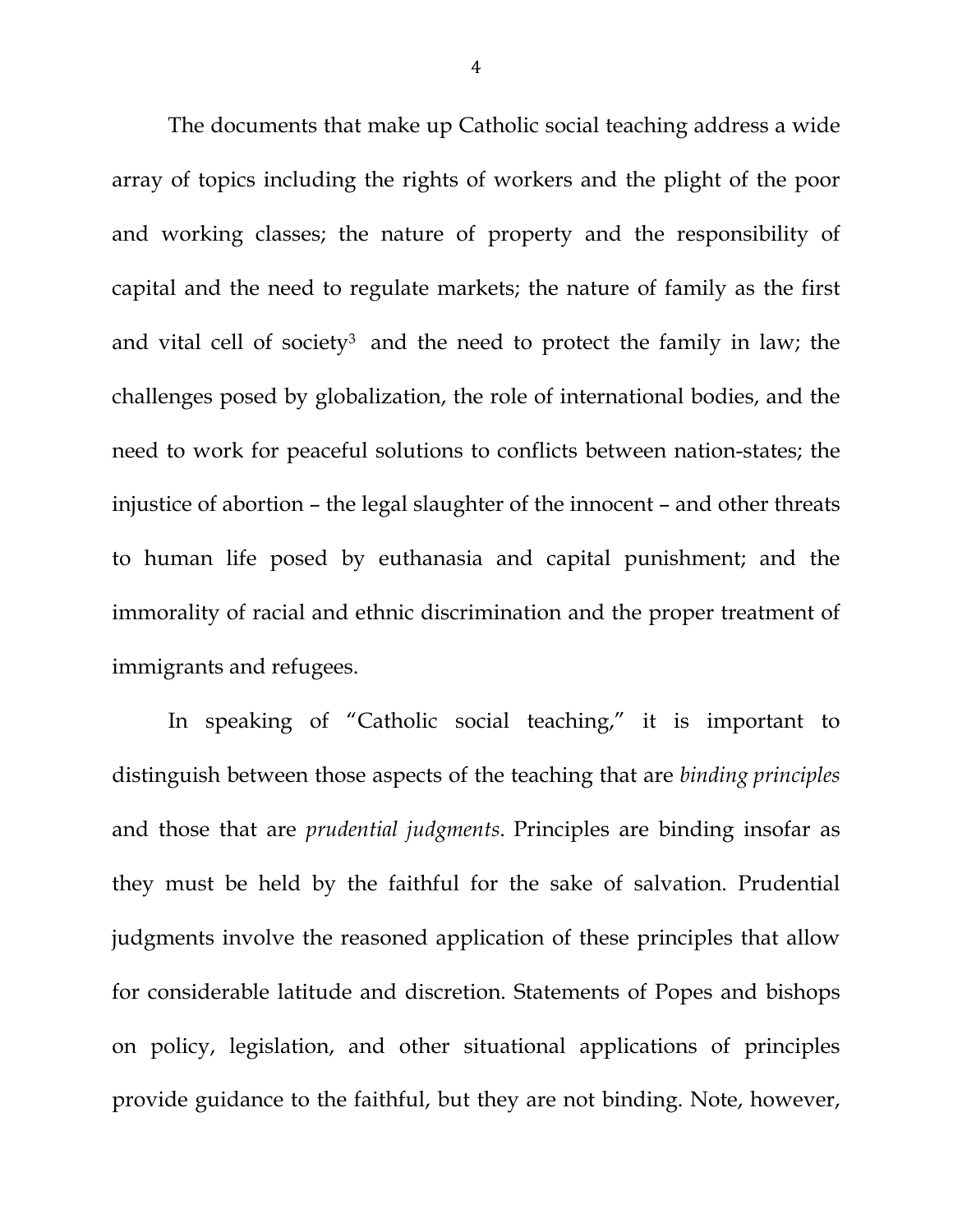The documents that make up Catholic social teaching address a wide array of topics including the rights of workers and the plight of the poor and working classes; the nature of property and the responsibility of capital and the need to regulate markets; the nature of family as the first and vital cell of society[3] and the need to protect the family in law; the challenges posed by globalization, the role of international bodies, and the need to work for peaceful solutions to conflicts between nation-states; the injustice of abortion – the legal slaughter of the innocent – and other threats to human life posed by euthanasia and capital punishment; and the immorality of racial and ethnic discrimination and the proper treatment of immigrants and refugees.

In speaking of "Catholic social teaching," it is important to distinguish between those aspects of the teaching that are *binding principles* and those that are *prudential judgments*. Principles are binding insofar as they must be held by the faithful for the sake of salvation. Prudential judgments involve the reasoned application of these principles that allow for considerable latitude and discretion. Statements of Popes and bishops on policy, legislation, and other situational applications of principles provide guidance to the faithful, but they are not binding. Note, however,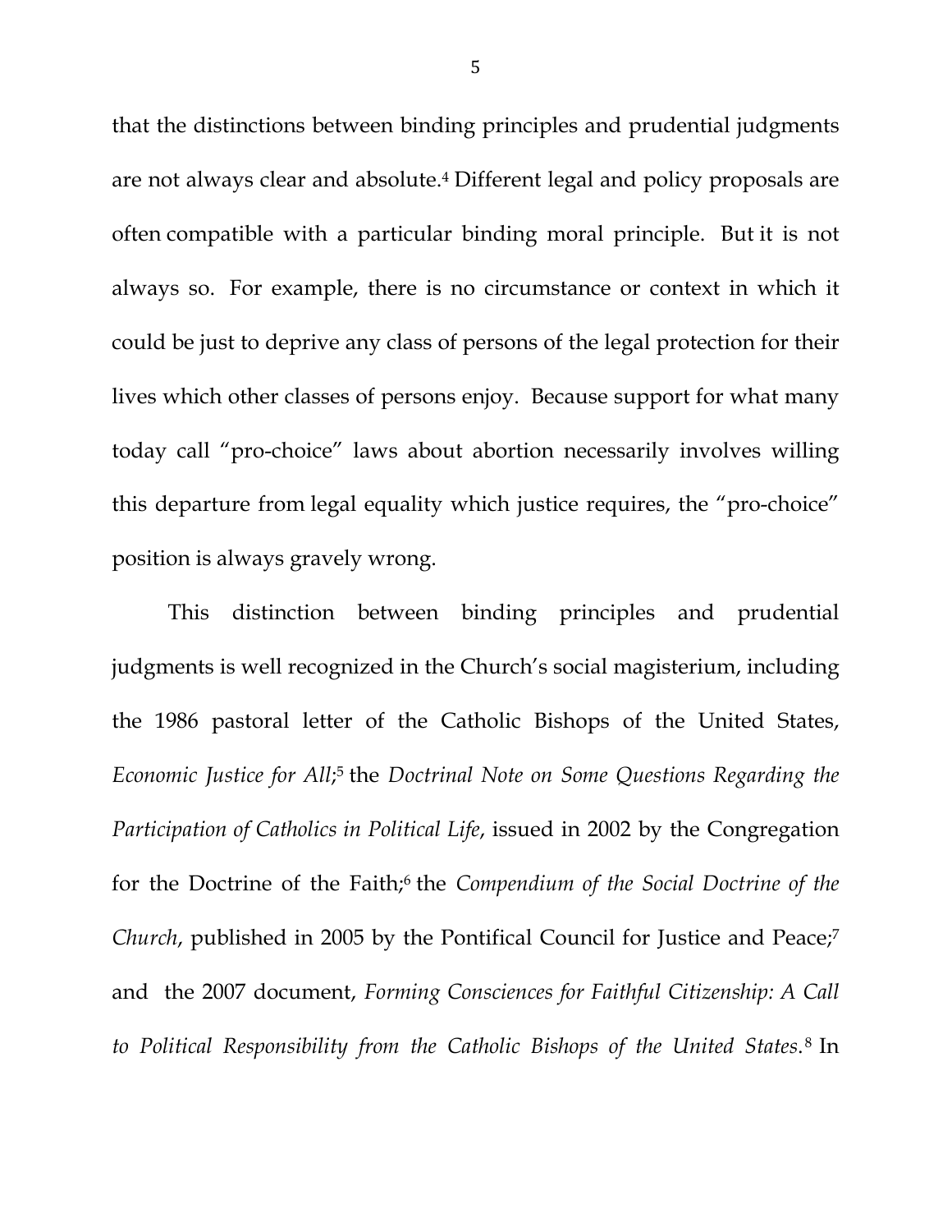that the distinctions between binding principles and prudential judgments are not always clear and absolute.[4] Different legal and policy proposals are often compatible with a particular binding moral principle. But it is not always so. For example, there is no circumstance or context in which it could be just to deprive any class of persons of the legal protection for their lives which other classes of persons enjoy. Because support for what many today call "pro-choice" laws about abortion necessarily involves willing this departure from legal equality which justice requires, the "pro-choice" position is always gravely wrong.

This distinction between binding principles and prudential judgments is well recognized in the Church's social magisterium, including the 1986 pastoral letter of the Catholic Bishops of the United States, *Economic Justice for All*;[5] the *Doctrinal Note on Some Questions Regarding the Participation of Catholics in Political Life*, issued in 2002 by the Congregation for the Doctrine of the Faith;[6] the *Compendium of the Social Doctrine of the Church*, published in 2005 by the Pontifical Council for Justice and Peace;[7] and the 2007 document, *Forming Consciences for Faithful Citizenship: A Call to Political Responsibility from the Catholic Bishops of the United States*.[8] In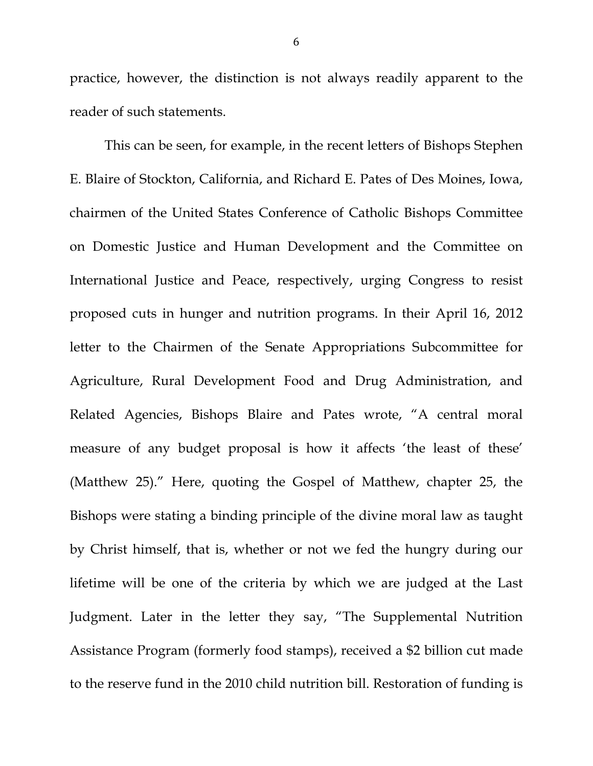practice, however, the distinction is not always readily apparent to the reader of such statements.

This can be seen, for example, in the recent letters of Bishops Stephen E. Blaire of Stockton, California, and Richard E. Pates of Des Moines, Iowa, chairmen of the United States Conference of Catholic Bishops Committee on Domestic Justice and Human Development and the Committee on International Justice and Peace, respectively, urging Congress to resist proposed cuts in hunger and nutrition programs. In their April 16, 2012 letter to the Chairmen of the Senate Appropriations Subcommittee for Agriculture, Rural Development Food and Drug Administration, and Related Agencies, Bishops Blaire and Pates wrote, "A central moral measure of any budget proposal is how it affects 'the least of these' (Matthew 25)." Here, quoting the Gospel of Matthew, chapter 25, the Bishops were stating a binding principle of the divine moral law as taught by Christ himself, that is, whether or not we fed the hungry during our lifetime will be one of the criteria by which we are judged at the Last Judgment. Later in the letter they say, "The Supplemental Nutrition Assistance Program (formerly food stamps), received a $2 billion cut made to the reserve fund in the 2010 child nutrition bill. Restoration of funding is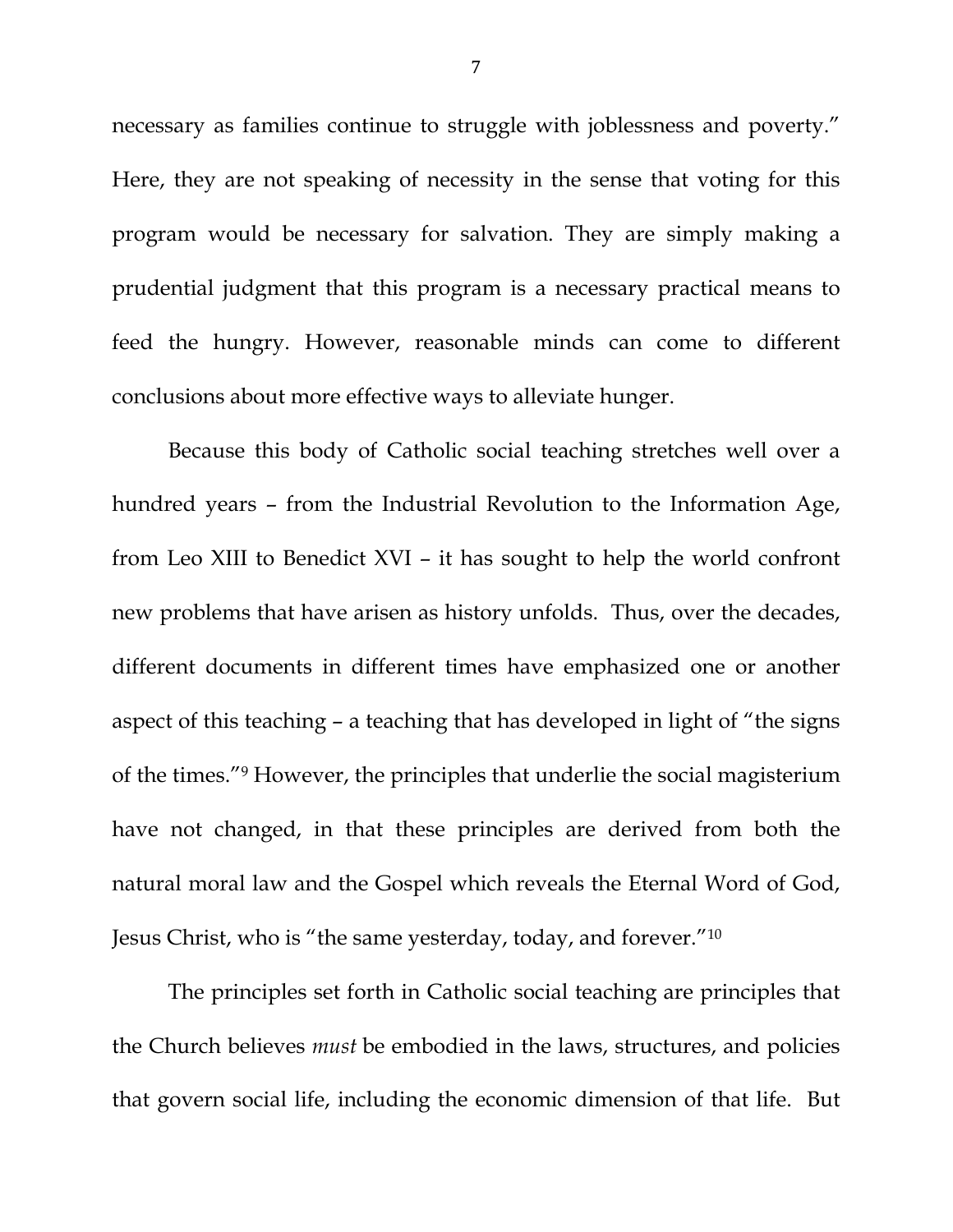necessary as families continue to struggle with joblessness and poverty." Here, they are not speaking of necessity in the sense that voting for this program would be necessary for salvation. They are simply making a prudential judgment that this program is a necessary practical means to feed the hungry. However, reasonable minds can come to different conclusions about more effective ways to alleviate hunger.

Because this body of Catholic social teaching stretches well over a hundred years – from the Industrial Revolution to the Information Age, from Leo XIII to Benedict XVI – it has sought to help the world confront new problems that have arisen as history unfolds. Thus, over the decades, different documents in different times have emphasized one or another aspect of this teaching – a teaching that has developed in light of "the signs of the times."[9] However, the principles that underlie the social magisterium have not changed, in that these principles are derived from both the natural moral law and the Gospel which reveals the Eternal Word of God, Jesus Christ, who is "the same yesterday, today, and forever."[10]

The principles set forth in Catholic social teaching are principles that the Church believes *must* be embodied in the laws, structures, and policies that govern social life, including the economic dimension of that life. But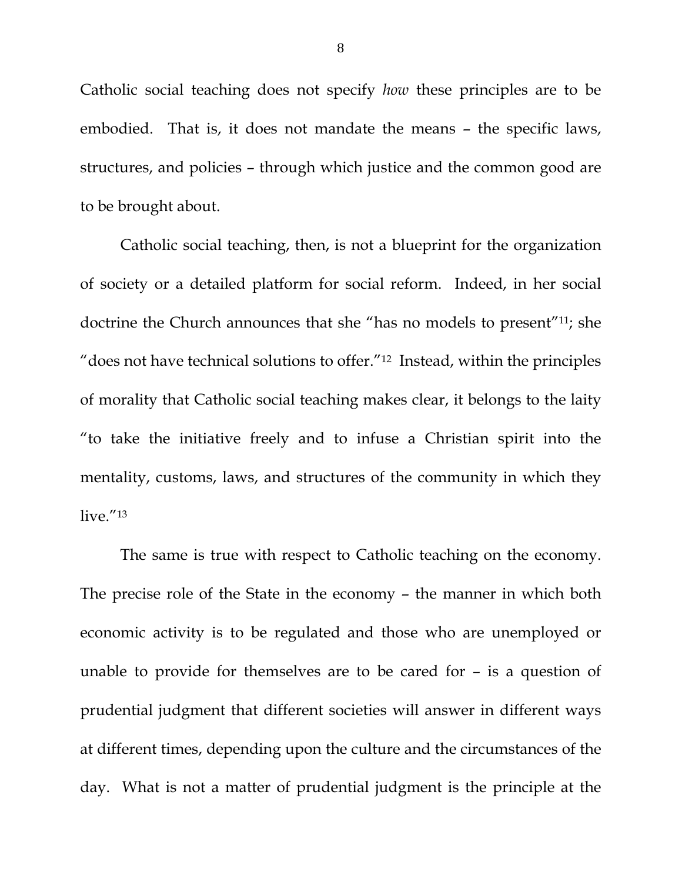Catholic social teaching does not specify *how* these principles are to be embodied. That is, it does not mandate the means – the specific laws, structures, and policies – through which justice and the common good are to be brought about.

Catholic social teaching, then, is not a blueprint for the organization of society or a detailed platform for social reform. Indeed, in her social doctrine the Church announces that she "has no models to present"[11]; she "does not have technical solutions to offer."[12] Instead, within the principles of morality that Catholic social teaching makes clear, it belongs to the laity "to take the initiative freely and to infuse a Christian spirit into the mentality, customs, laws, and structures of the community in which they live."[13]

The same is true with respect to Catholic teaching on the economy. The precise role of the State in the economy – the manner in which both economic activity is to be regulated and those who are unemployed or unable to provide for themselves are to be cared for – is a question of prudential judgment that different societies will answer in different ways at different times, depending upon the culture and the circumstances of the day. What is not a matter of prudential judgment is the principle at the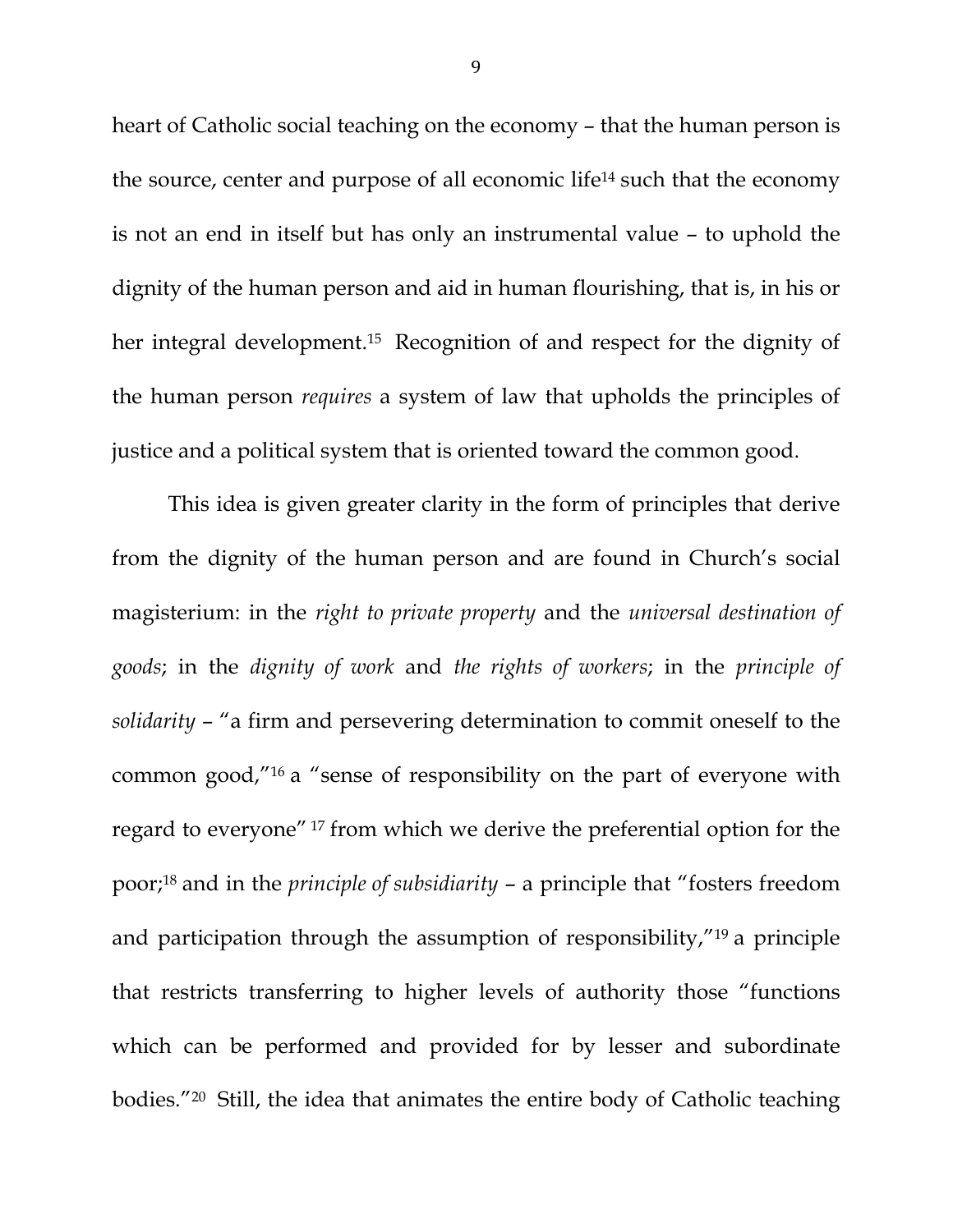heart of Catholic social teaching on the economy – that the human person is the source, center and purpose of all economic life[14] such that the economy is not an end in itself but has only an instrumental value – to uphold the dignity of the human person and aid in human flourishing, that is, in his or her integral development.[15] Recognition of and respect for the dignity of the human person *requires* a system of law that upholds the principles of justice and a political system that is oriented toward the common good.

This idea is given greater clarity in the form of principles that derive from the dignity of the human person and are found in Church's social magisterium: in the *right to private property* and the *universal destination of goods*; in the *dignity of work* and *the rights of workers*; in the *principle of solidarity* – "a firm and persevering determination to commit oneself to the common good,"[16] a "sense of responsibility on the part of everyone with regard to everyone"[17] from which we derive the preferential option for the poor;[18] and in the *principle of subsidiarity* – a principle that "fosters freedom and participation through the assumption of responsibility,"[19] a principle that restricts transferring to higher levels of authority those "functions which can be performed and provided for by lesser and subordinate bodies."[20] Still, the idea that animates the entire body of Catholic teaching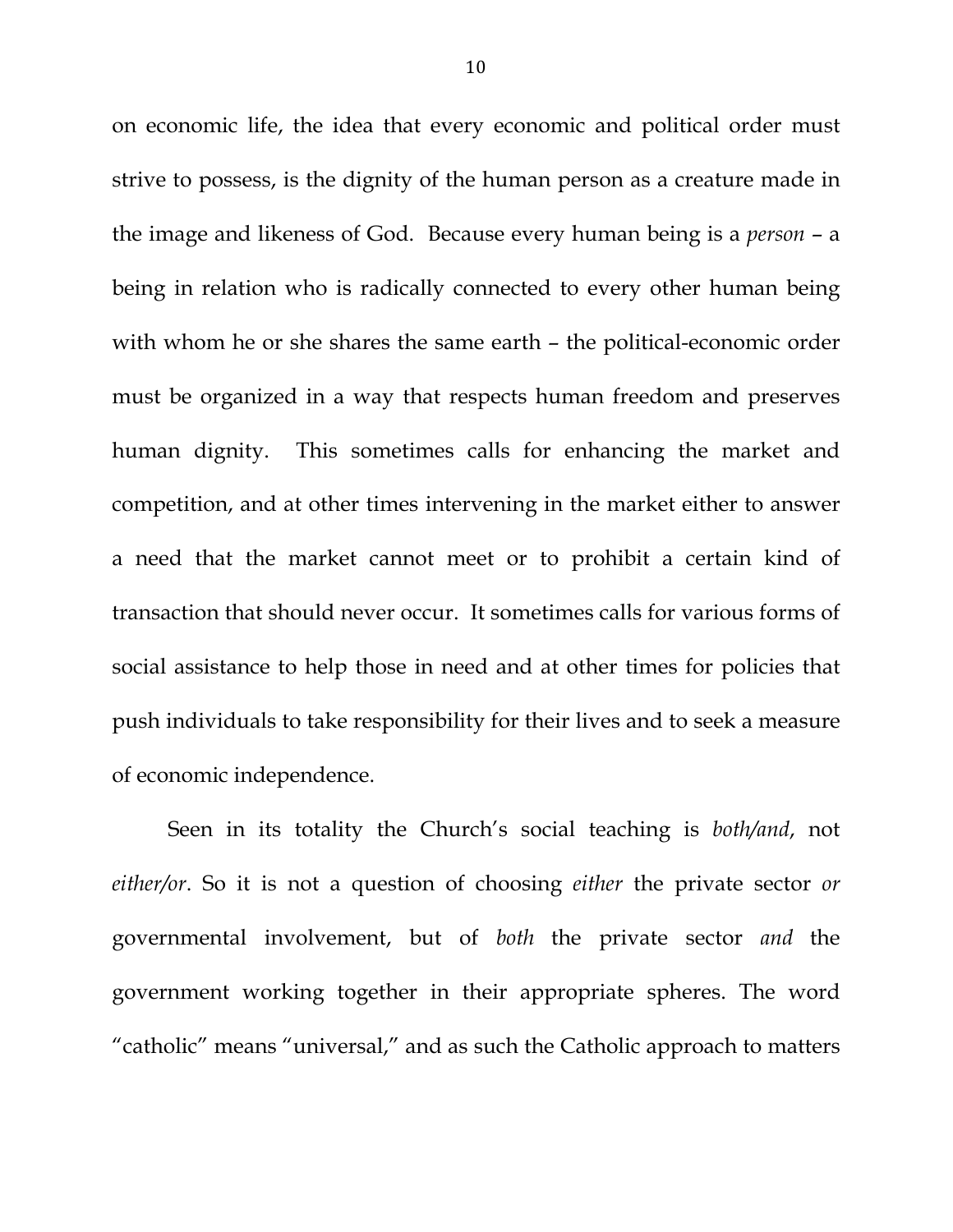on economic life, the idea that every economic and political order must strive to possess, is the dignity of the human person as a creature made in the image and likeness of God. Because every human being is a *person* – a being in relation who is radically connected to every other human being with whom he or she shares the same earth – the political-economic order must be organized in a way that respects human freedom and preserves human dignity. This sometimes calls for enhancing the market and competition, and at other times intervening in the market either to answer a need that the market cannot meet or to prohibit a certain kind of transaction that should never occur. It sometimes calls for various forms of social assistance to help those in need and at other times for policies that push individuals to take responsibility for their lives and to seek a measure of economic independence.

Seen in its totality the Church's social teaching is *both/and*, not *either/or*. So it is not a question of choosing *either* the private sector *or* governmental involvement, but of *both* the private sector *and* the government working together in their appropriate spheres. The word "catholic" means "universal," and as such the Catholic approach to matters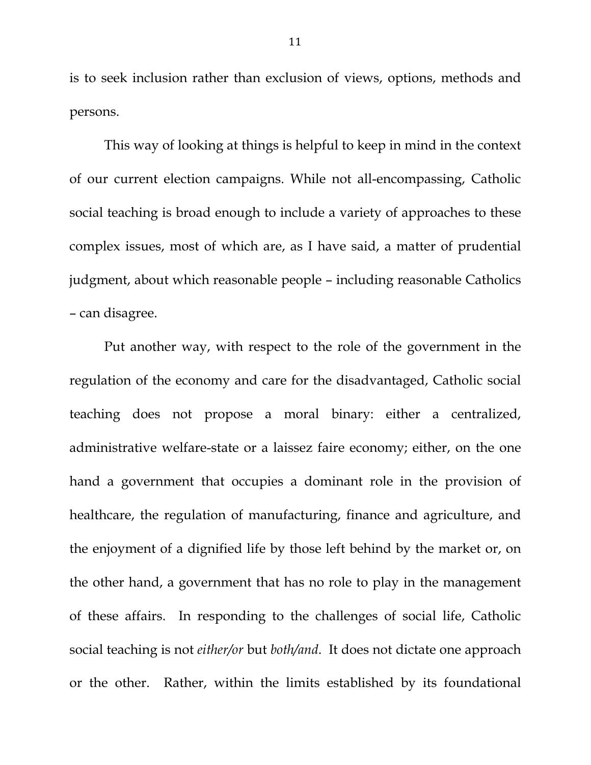is to seek inclusion rather than exclusion of views, options, methods and persons.

This way of looking at things is helpful to keep in mind in the context of our current election campaigns. While not all-encompassing, Catholic social teaching is broad enough to include a variety of approaches to these complex issues, most of which are, as I have said, a matter of prudential judgment, about which reasonable people – including reasonable Catholics – can disagree.

Put another way, with respect to the role of the government in the regulation of the economy and care for the disadvantaged, Catholic social teaching does not propose a moral binary: either a centralized, administrative welfare-state or a laissez faire economy; either, on the one hand a government that occupies a dominant role in the provision of healthcare, the regulation of manufacturing, finance and agriculture, and the enjoyment of a dignified life by those left behind by the market or, on the other hand, a government that has no role to play in the management of these affairs. In responding to the challenges of social life, Catholic social teaching is not *either/or* but *both/and*. It does not dictate one approach or the other. Rather, within the limits established by its foundational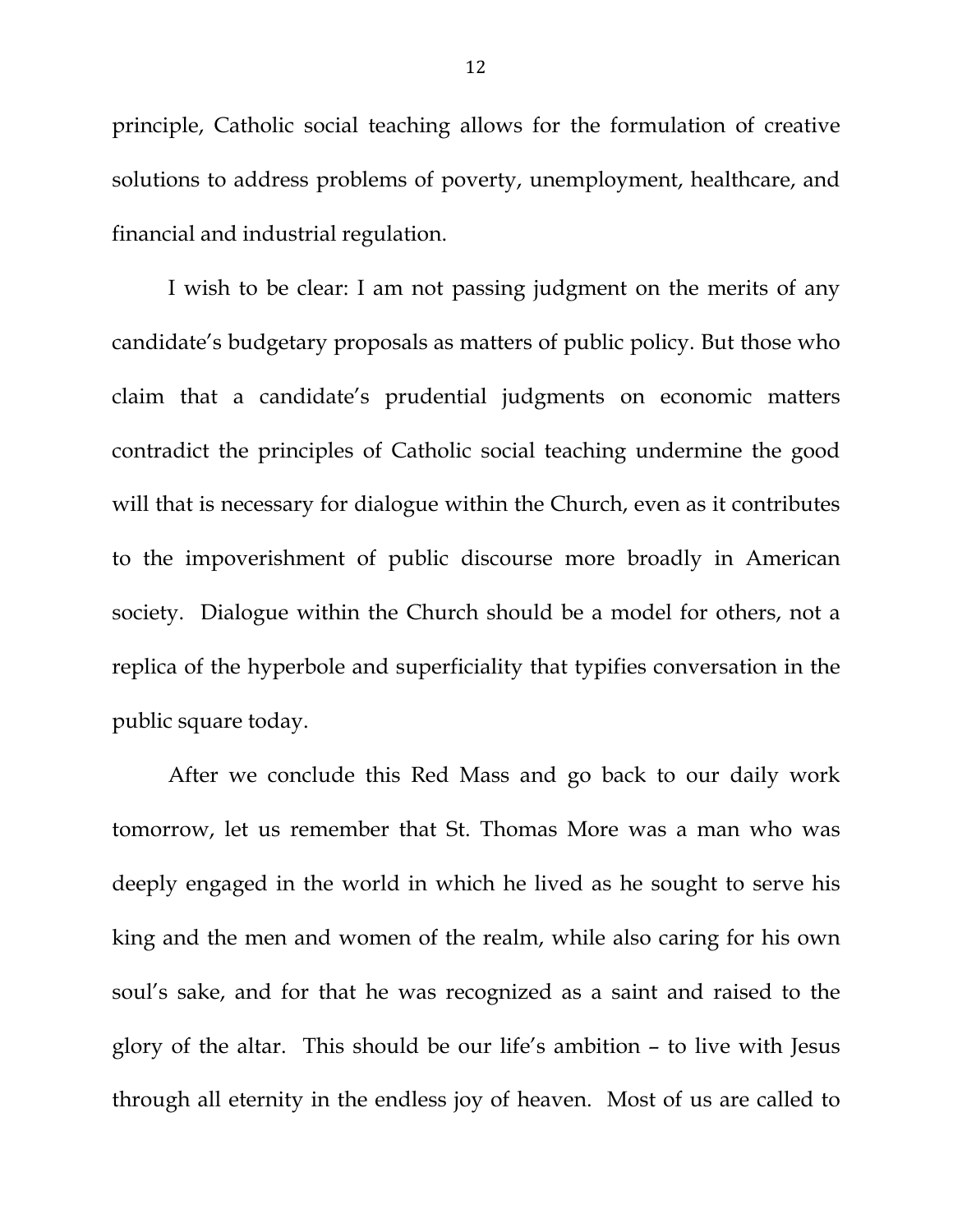principle, Catholic social teaching allows for the formulation of creative solutions to address problems of poverty, unemployment, healthcare, and financial and industrial regulation.

I wish to be clear: I am not passing judgment on the merits of any candidate's budgetary proposals as matters of public policy. But those who claim that a candidate's prudential judgments on economic matters contradict the principles of Catholic social teaching undermine the good will that is necessary for dialogue within the Church, even as it contributes to the impoverishment of public discourse more broadly in American society. Dialogue within the Church should be a model for others, not a replica of the hyperbole and superficiality that typifies conversation in the public square today.

After we conclude this Red Mass and go back to our daily work tomorrow, let us remember that St. Thomas More was a man who was deeply engaged in the world in which he lived as he sought to serve his king and the men and women of the realm, while also caring for his own soul's sake, and for that he was recognized as a saint and raised to the glory of the altar. This should be our life's ambition – to live with Jesus through all eternity in the endless joy of heaven. Most of us are called to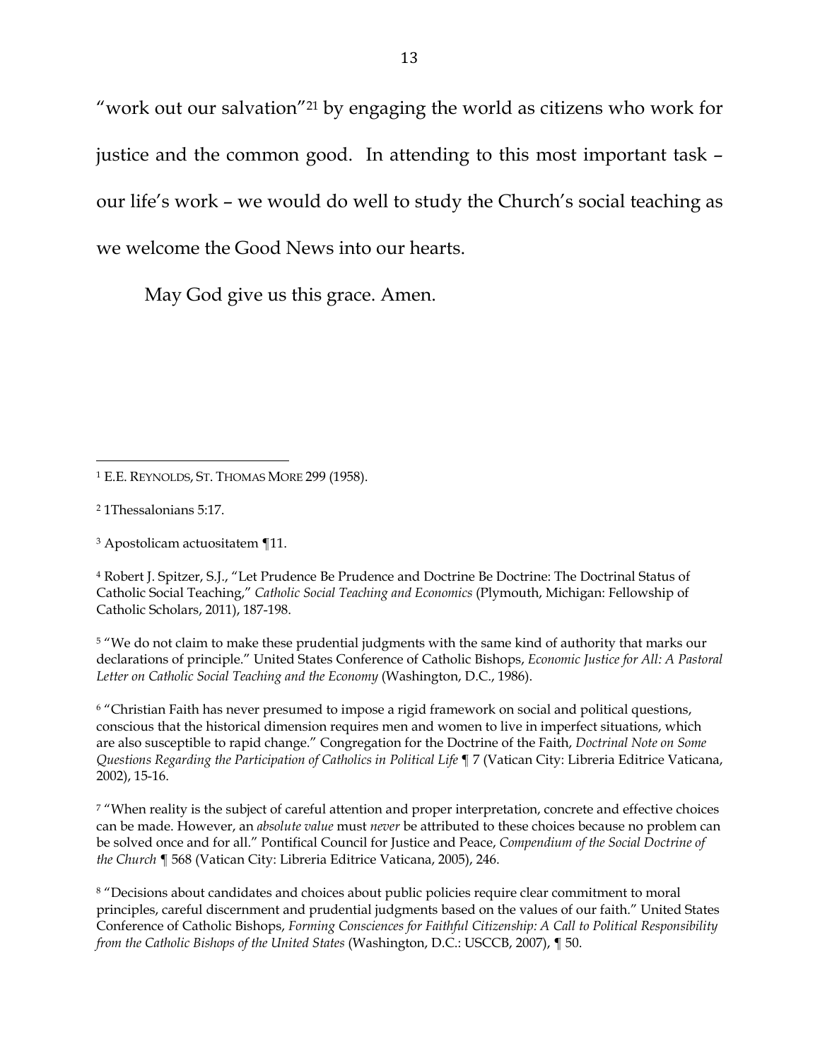"work out our salvation"[21] by engaging the world as citizens who work for justice and the common good. In attending to this most important task – our life's work – we would do well to study the Church's social teaching as we welcome the Good News into our hearts.

May God give us this grace. Amen.

---

[1] E.E. REYNOLDS, ST. THOMAS MORE 299 (1958).

[2] 1Thessalonians 5:17.

[3] Apostolicam actuositatem ¶11.

[4] Robert J. Spitzer, S.J., "Let Prudence Be Prudence and Doctrine Be Doctrine: The Doctrinal Status of Catholic Social Teaching," *Catholic Social Teaching and Economics* (Plymouth, Michigan: Fellowship of Catholic Scholars, 2011), 187-198.

[5] "We do not claim to make these prudential judgments with the same kind of authority that marks our declarations of principle." United States Conference of Catholic Bishops, *Economic Justice for All: A Pastoral Letter on Catholic Social Teaching and the Economy* (Washington, D.C., 1986).

[6] "Christian Faith has never presumed to impose a rigid framework on social and political questions, conscious that the historical dimension requires men and women to live in imperfect situations, which are also susceptible to rapid change." Congregation for the Doctrine of the Faith, *Doctrinal Note on Some Questions Regarding the Participation of Catholics in Political Life* ¶ 7 (Vatican City: Libreria Editrice Vaticana, 2002), 15-16.

[7] "When reality is the subject of careful attention and proper interpretation, concrete and effective choices can be made. However, an *absolute value* must *never* be attributed to these choices because no problem can be solved once and for all." Pontifical Council for Justice and Peace, *Compendium of the Social Doctrine of the Church* ¶ 568 (Vatican City: Libreria Editrice Vaticana, 2005), 246.

[8] "Decisions about candidates and choices about public policies require clear commitment to moral principles, careful discernment and prudential judgments based on the values of our faith." United States Conference of Catholic Bishops, *Forming Consciences for Faithful Citizenship: A Call to Political Responsibility from the Catholic Bishops of the United States* (Washington, D.C.: USCCB, 2007), ¶ 50.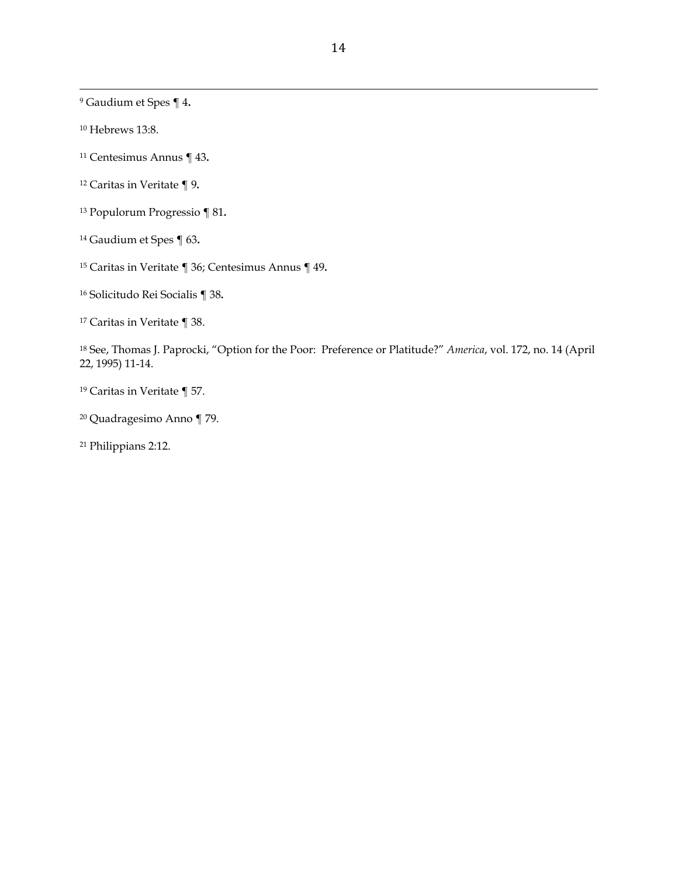[9] Gaudium et Spes ¶ 4.

[10] Hebrews 13:8.

[11] Centesimus Annus ¶ 43.

[12] Caritas in Veritate ¶ 9.

[13] Populorum Progressio ¶ 81.

[14] Gaudium et Spes ¶ 63.

[15] Caritas in Veritate ¶ 36; Centesimus Annus ¶ 49.

[16] Solicitudo Rei Socialis ¶ 38.

[17] Caritas in Veritate ¶ 38.

[18] See, Thomas J. Paprocki, "Option for the Poor: Preference or Platitude?" *America*, vol. 172, no. 14 (April 22, 1995) 11-14.

[19] Caritas in Veritate ¶ 57.

[20] Quadragesimo Anno ¶ 79.

[21] Philippians 2:12.